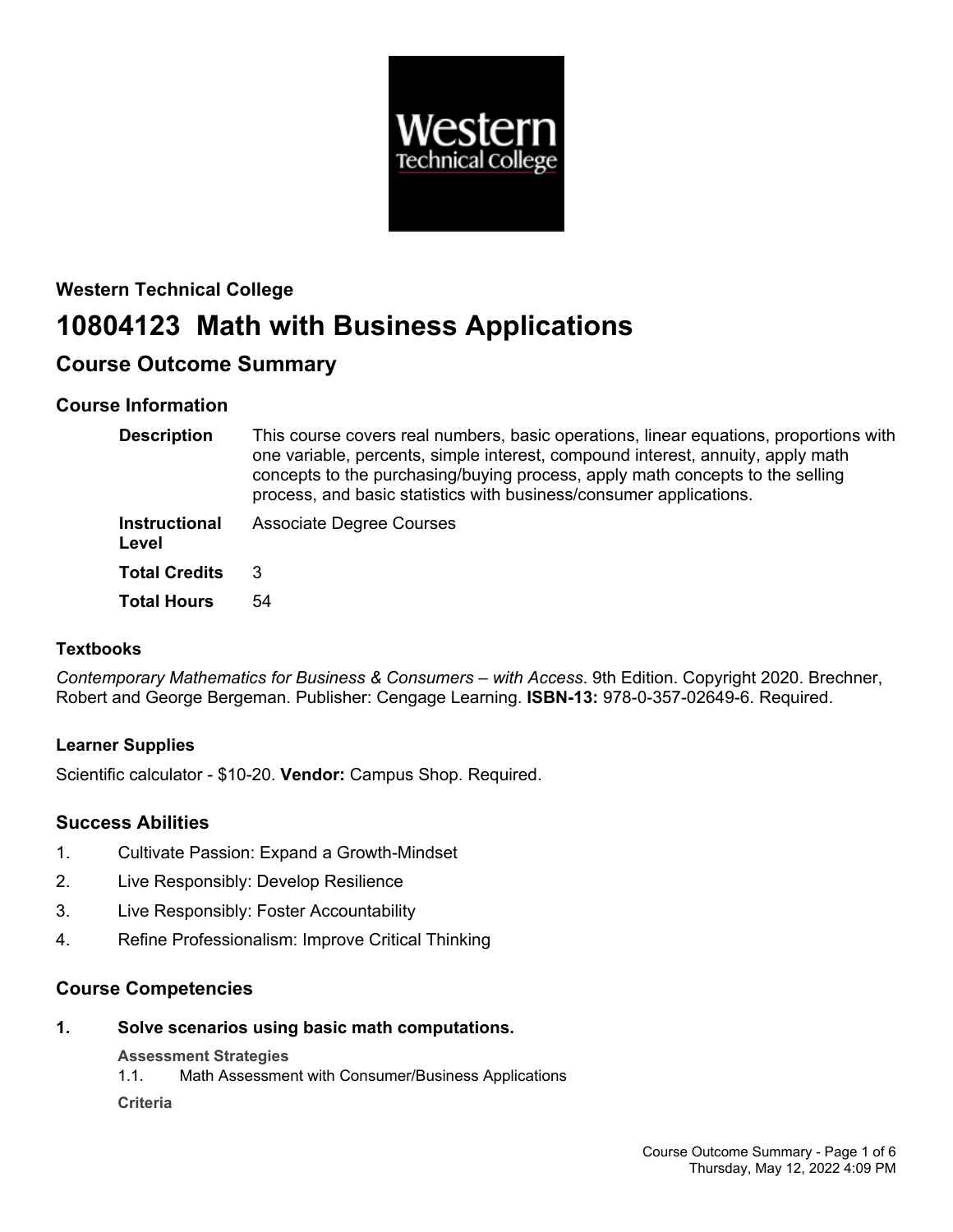**Western Technical College**

# 10804123 Math with Business Applications

## Course Outcome Summary

### Course Information

| | |
|---|---|
| **Description** | This course covers real numbers, basic operations, linear equations, proportions with one variable, percents, simple interest, compound interest, annuity, apply math concepts to the purchasing/buying process, apply math concepts to the selling process, and basic statistics with business/consumer applications. |
| **Instructional Level** | Associate Degree Courses |
| **Total Credits** | 3 |
| **Total Hours** | 54 |

#### Textbooks

*Contemporary Mathematics for Business & Consumers – with Access*. 9th Edition. Copyright 2020. Brechner, Robert and George Bergeman. Publisher: Cengage Learning. **ISBN-13:** 978-0-357-02649-6. Required.

#### Learner Supplies

Scientific calculator - $10-20. **Vendor:** Campus Shop. Required.

### Success Abilities

1. Cultivate Passion: Expand a Growth-Mindset
2. Live Responsibly: Develop Resilience
3. Live Responsibly: Foster Accountability
4. Refine Professionalism: Improve Critical Thinking

### Course Competencies

**1. Solve scenarios using basic math computations.**

**Assessment Strategies**

1.1. Math Assessment with Consumer/Business Applications

**Criteria**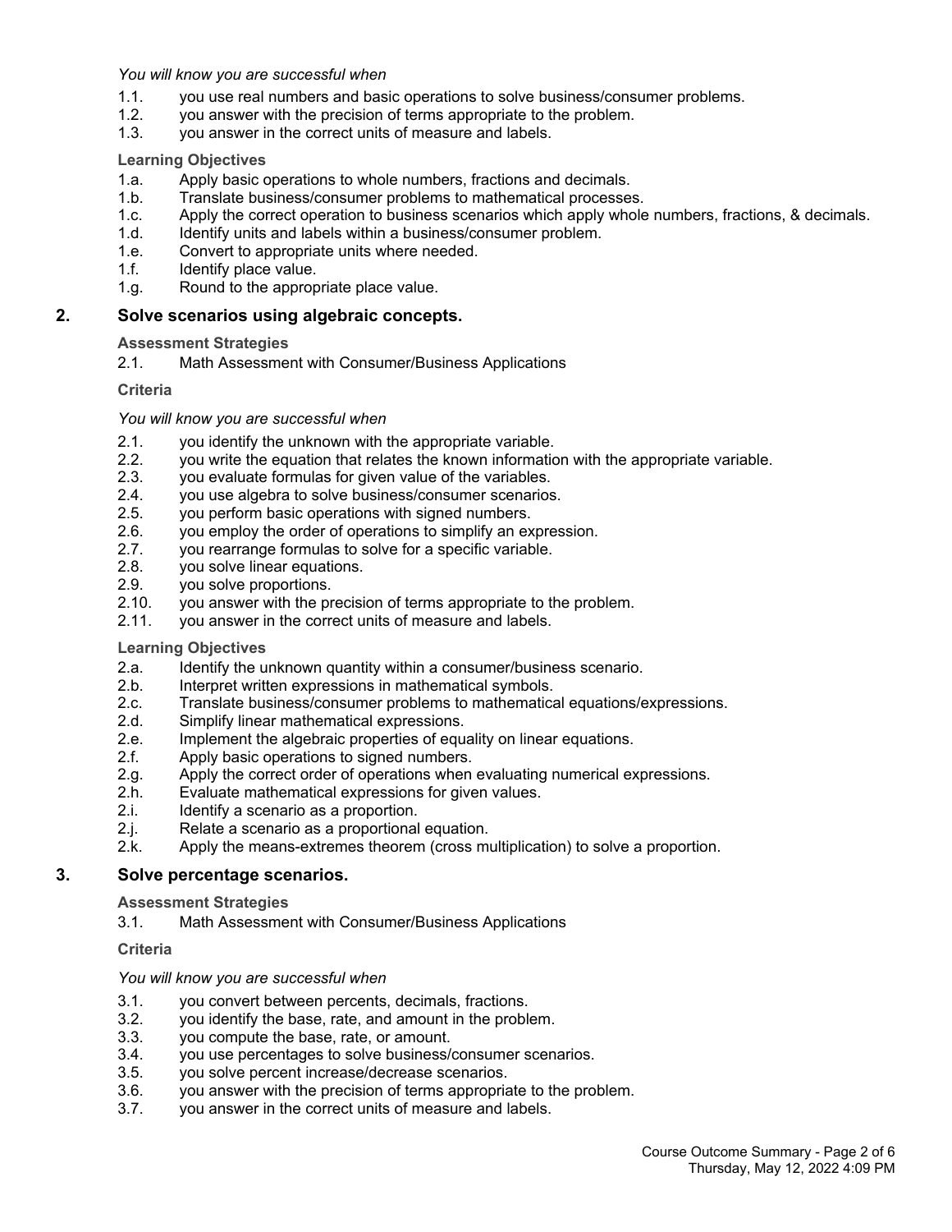*You will know you are successful when*

1.1. you use real numbers and basic operations to solve business/consumer problems.
1.2. you answer with the precision of terms appropriate to the problem.
1.3. you answer in the correct units of measure and labels.

**Learning Objectives**

1.a. Apply basic operations to whole numbers, fractions and decimals.
1.b. Translate business/consumer problems to mathematical processes.
1.c. Apply the correct operation to business scenarios which apply whole numbers, fractions, & decimals.
1.d. Identify units and labels within a business/consumer problem.
1.e. Convert to appropriate units where needed.
1.f. Identify place value.
1.g. Round to the appropriate place value.

## 2. Solve scenarios using algebraic concepts.

**Assessment Strategies**

2.1. Math Assessment with Consumer/Business Applications

**Criteria**

*You will know you are successful when*

2.1. you identify the unknown with the appropriate variable.
2.2. you write the equation that relates the known information with the appropriate variable.
2.3. you evaluate formulas for given value of the variables.
2.4. you use algebra to solve business/consumer scenarios.
2.5. you perform basic operations with signed numbers.
2.6. you employ the order of operations to simplify an expression.
2.7. you rearrange formulas to solve for a specific variable.
2.8. you solve linear equations.
2.9. you solve proportions.
2.10. you answer with the precision of terms appropriate to the problem.
2.11. you answer in the correct units of measure and labels.

**Learning Objectives**

2.a. Identify the unknown quantity within a consumer/business scenario.
2.b. Interpret written expressions in mathematical symbols.
2.c. Translate business/consumer problems to mathematical equations/expressions.
2.d. Simplify linear mathematical expressions.
2.e. Implement the algebraic properties of equality on linear equations.
2.f. Apply basic operations to signed numbers.
2.g. Apply the correct order of operations when evaluating numerical expressions.
2.h. Evaluate mathematical expressions for given values.
2.i. Identify a scenario as a proportion.
2.j. Relate a scenario as a proportional equation.
2.k. Apply the means-extremes theorem (cross multiplication) to solve a proportion.

## 3. Solve percentage scenarios.

**Assessment Strategies**

3.1. Math Assessment with Consumer/Business Applications

**Criteria**

*You will know you are successful when*

3.1. you convert between percents, decimals, fractions.
3.2. you identify the base, rate, and amount in the problem.
3.3. you compute the base, rate, or amount.
3.4. you use percentages to solve business/consumer scenarios.
3.5. you solve percent increase/decrease scenarios.
3.6. you answer with the precision of terms appropriate to the problem.
3.7. you answer in the correct units of measure and labels.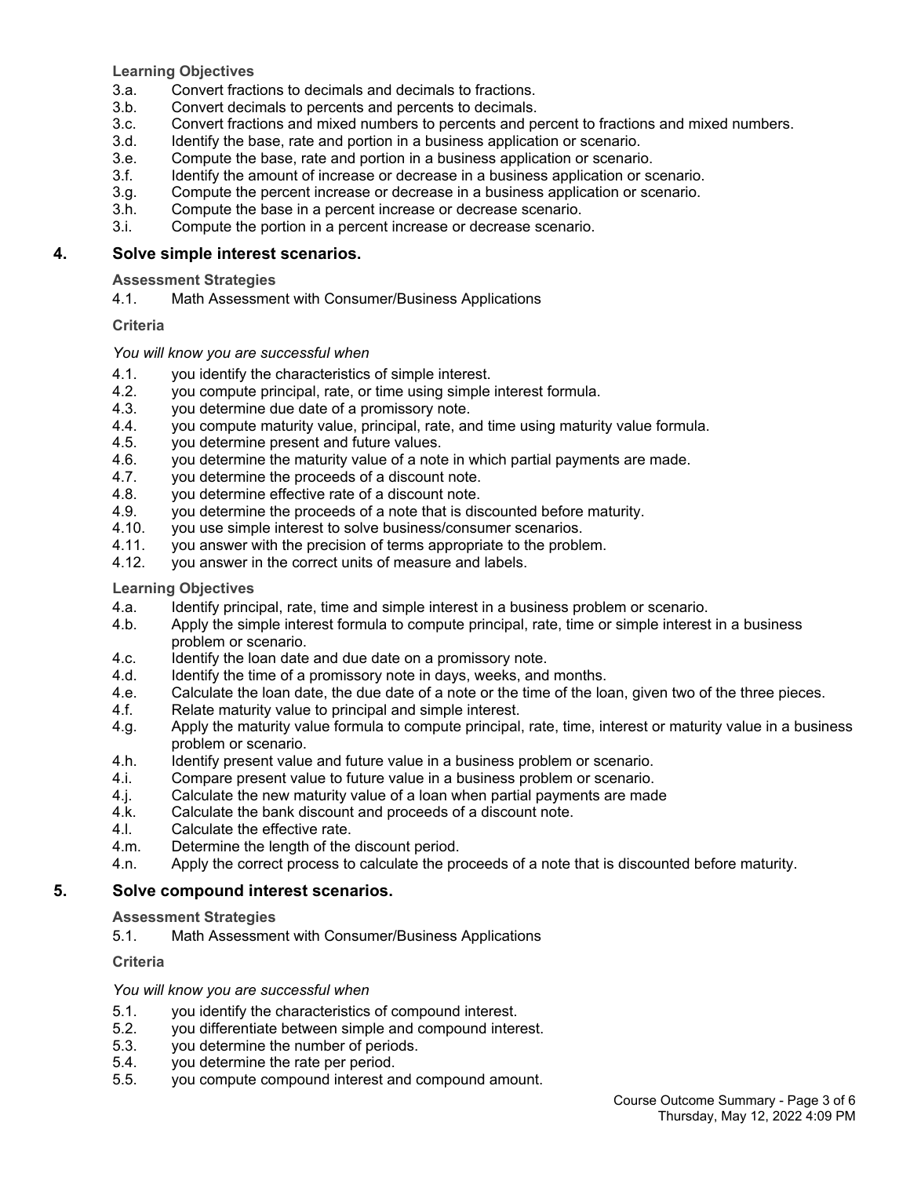**Learning Objectives**

3.a. Convert fractions to decimals and decimals to fractions.
3.b. Convert decimals to percents and percents to decimals.
3.c. Convert fractions and mixed numbers to percents and percent to fractions and mixed numbers.
3.d. Identify the base, rate and portion in a business application or scenario.
3.e. Compute the base, rate and portion in a business application or scenario.
3.f. Identify the amount of increase or decrease in a business application or scenario.
3.g. Compute the percent increase or decrease in a business application or scenario.
3.h. Compute the base in a percent increase or decrease scenario.
3.i. Compute the portion in a percent increase or decrease scenario.

## 4. Solve simple interest scenarios.

**Assessment Strategies**

4.1. Math Assessment with Consumer/Business Applications

**Criteria**

*You will know you are successful when*

4.1. you identify the characteristics of simple interest.
4.2. you compute principal, rate, or time using simple interest formula.
4.3. you determine due date of a promissory note.
4.4. you compute maturity value, principal, rate, and time using maturity value formula.
4.5. you determine present and future values.
4.6. you determine the maturity value of a note in which partial payments are made.
4.7. you determine the proceeds of a discount note.
4.8. you determine effective rate of a discount note.
4.9. you determine the proceeds of a note that is discounted before maturity.
4.10. you use simple interest to solve business/consumer scenarios.
4.11. you answer with the precision of terms appropriate to the problem.
4.12. you answer in the correct units of measure and labels.

**Learning Objectives**

4.a. Identify principal, rate, time and simple interest in a business problem or scenario.
4.b. Apply the simple interest formula to compute principal, rate, time or simple interest in a business problem or scenario.
4.c. Identify the loan date and due date on a promissory note.
4.d. Identify the time of a promissory note in days, weeks, and months.
4.e. Calculate the loan date, the due date of a note or the time of the loan, given two of the three pieces.
4.f. Relate maturity value to principal and simple interest.
4.g. Apply the maturity value formula to compute principal, rate, time, interest or maturity value in a business problem or scenario.
4.h. Identify present value and future value in a business problem or scenario.
4.i. Compare present value to future value in a business problem or scenario.
4.j. Calculate the new maturity value of a loan when partial payments are made
4.k. Calculate the bank discount and proceeds of a discount note.
4.l. Calculate the effective rate.
4.m. Determine the length of the discount period.
4.n. Apply the correct process to calculate the proceeds of a note that is discounted before maturity.

## 5. Solve compound interest scenarios.

**Assessment Strategies**

5.1. Math Assessment with Consumer/Business Applications

**Criteria**

*You will know you are successful when*

5.1. you identify the characteristics of compound interest.
5.2. you differentiate between simple and compound interest.
5.3. you determine the number of periods.
5.4. you determine the rate per period.
5.5. you compute compound interest and compound amount.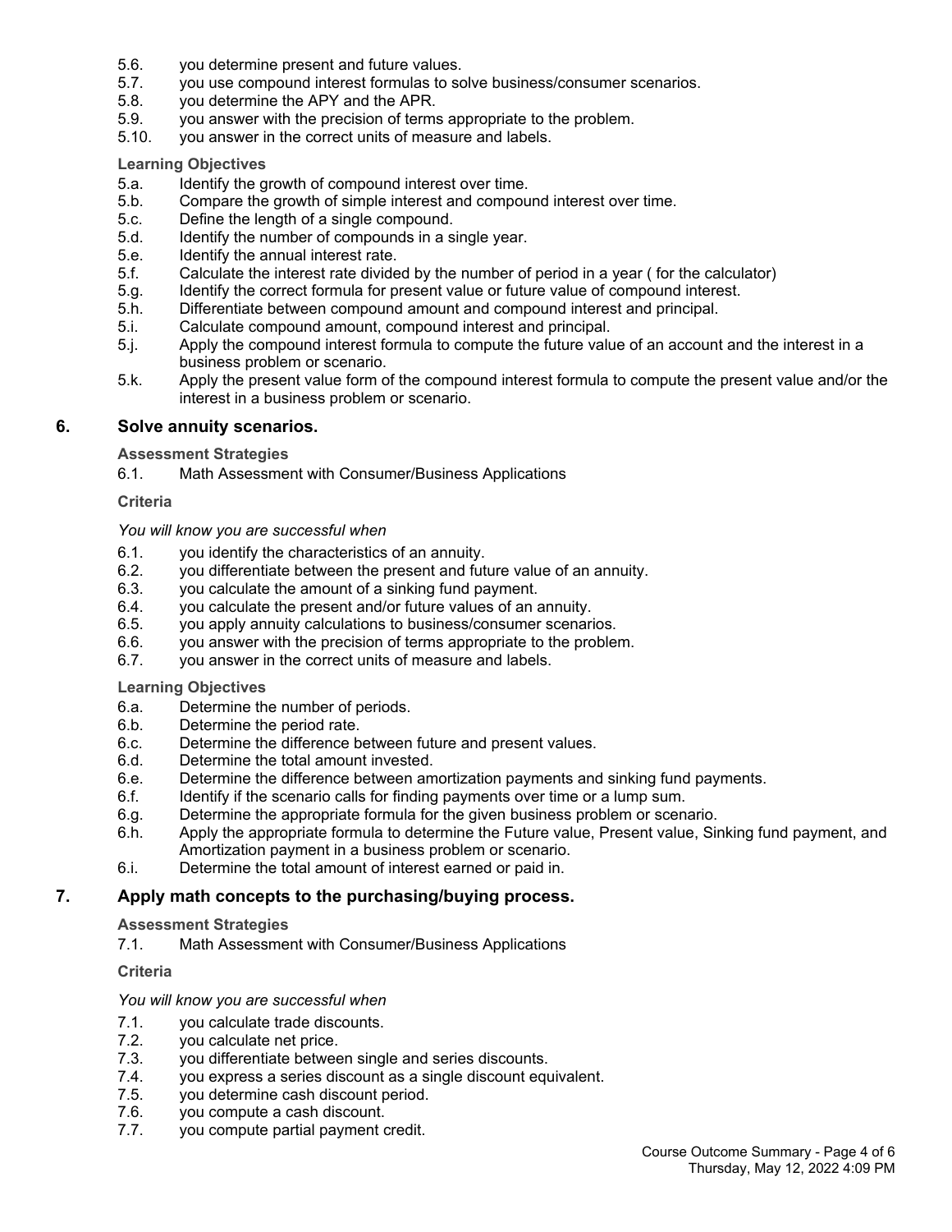5.6. you determine present and future values.
5.7. you use compound interest formulas to solve business/consumer scenarios.
5.8. you determine the APY and the APR.
5.9. you answer with the precision of terms appropriate to the problem.
5.10. you answer in the correct units of measure and labels.

**Learning Objectives**

5.a. Identify the growth of compound interest over time.
5.b. Compare the growth of simple interest and compound interest over time.
5.c. Define the length of a single compound.
5.d. Identify the number of compounds in a single year.
5.e. Identify the annual interest rate.
5.f. Calculate the interest rate divided by the number of period in a year ( for the calculator)
5.g. Identify the correct formula for present value or future value of compound interest.
5.h. Differentiate between compound amount and compound interest and principal.
5.i. Calculate compound amount, compound interest and principal.
5.j. Apply the compound interest formula to compute the future value of an account and the interest in a business problem or scenario.
5.k. Apply the present value form of the compound interest formula to compute the present value and/or the interest in a business problem or scenario.

## 6. Solve annuity scenarios.

**Assessment Strategies**

6.1. Math Assessment with Consumer/Business Applications

**Criteria**

*You will know you are successful when*

6.1. you identify the characteristics of an annuity.
6.2. you differentiate between the present and future value of an annuity.
6.3. you calculate the amount of a sinking fund payment.
6.4. you calculate the present and/or future values of an annuity.
6.5. you apply annuity calculations to business/consumer scenarios.
6.6. you answer with the precision of terms appropriate to the problem.
6.7. you answer in the correct units of measure and labels.

**Learning Objectives**

6.a. Determine the number of periods.
6.b. Determine the period rate.
6.c. Determine the difference between future and present values.
6.d. Determine the total amount invested.
6.e. Determine the difference between amortization payments and sinking fund payments.
6.f. Identify if the scenario calls for finding payments over time or a lump sum.
6.g. Determine the appropriate formula for the given business problem or scenario.
6.h. Apply the appropriate formula to determine the Future value, Present value, Sinking fund payment, and Amortization payment in a business problem or scenario.
6.i. Determine the total amount of interest earned or paid in.

## 7. Apply math concepts to the purchasing/buying process.

**Assessment Strategies**

7.1. Math Assessment with Consumer/Business Applications

**Criteria**

*You will know you are successful when*

7.1. you calculate trade discounts.
7.2. you calculate net price.
7.3. you differentiate between single and series discounts.
7.4. you express a series discount as a single discount equivalent.
7.5. you determine cash discount period.
7.6. you compute a cash discount.
7.7. you compute partial payment credit.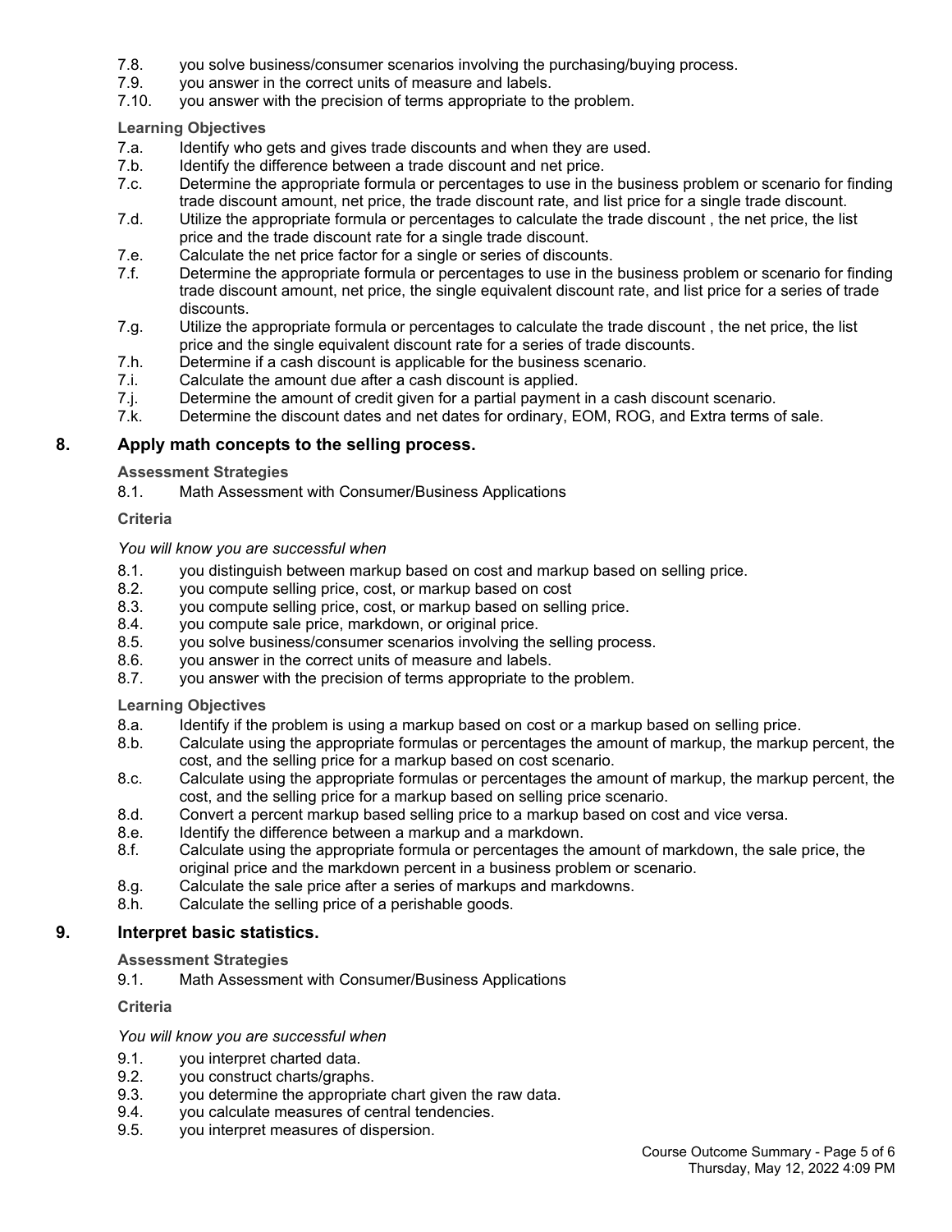7.8. you solve business/consumer scenarios involving the purchasing/buying process.
7.9. you answer in the correct units of measure and labels.
7.10. you answer with the precision of terms appropriate to the problem.

**Learning Objectives**

7.a. Identify who gets and gives trade discounts and when they are used.
7.b. Identify the difference between a trade discount and net price.
7.c. Determine the appropriate formula or percentages to use in the business problem or scenario for finding trade discount amount, net price, the trade discount rate, and list price for a single trade discount.
7.d. Utilize the appropriate formula or percentages to calculate the trade discount , the net price, the list price and the trade discount rate for a single trade discount.
7.e. Calculate the net price factor for a single or series of discounts.
7.f. Determine the appropriate formula or percentages to use in the business problem or scenario for finding trade discount amount, net price, the single equivalent discount rate, and list price for a series of trade discounts.
7.g. Utilize the appropriate formula or percentages to calculate the trade discount , the net price, the list price and the single equivalent discount rate for a series of trade discounts.
7.h. Determine if a cash discount is applicable for the business scenario.
7.i. Calculate the amount due after a cash discount is applied.
7.j. Determine the amount of credit given for a partial payment in a cash discount scenario.
7.k. Determine the discount dates and net dates for ordinary, EOM, ROG, and Extra terms of sale.

## 8. Apply math concepts to the selling process.

**Assessment Strategies**

8.1. Math Assessment with Consumer/Business Applications

**Criteria**

*You will know you are successful when*

8.1. you distinguish between markup based on cost and markup based on selling price.
8.2. you compute selling price, cost, or markup based on cost
8.3. you compute selling price, cost, or markup based on selling price.
8.4. you compute sale price, markdown, or original price.
8.5. you solve business/consumer scenarios involving the selling process.
8.6. you answer in the correct units of measure and labels.
8.7. you answer with the precision of terms appropriate to the problem.

**Learning Objectives**

8.a. Identify if the problem is using a markup based on cost or a markup based on selling price.
8.b. Calculate using the appropriate formulas or percentages the amount of markup, the markup percent, the cost, and the selling price for a markup based on cost scenario.
8.c. Calculate using the appropriate formulas or percentages the amount of markup, the markup percent, the cost, and the selling price for a markup based on selling price scenario.
8.d. Convert a percent markup based selling price to a markup based on cost and vice versa.
8.e. Identify the difference between a markup and a markdown.
8.f. Calculate using the appropriate formula or percentages the amount of markdown, the sale price, the original price and the markdown percent in a business problem or scenario.
8.g. Calculate the sale price after a series of markups and markdowns.
8.h. Calculate the selling price of a perishable goods.

## 9. Interpret basic statistics.

**Assessment Strategies**

9.1. Math Assessment with Consumer/Business Applications

**Criteria**

*You will know you are successful when*

9.1. you interpret charted data.
9.2. you construct charts/graphs.
9.3. you determine the appropriate chart given the raw data.
9.4. you calculate measures of central tendencies.
9.5. you interpret measures of dispersion.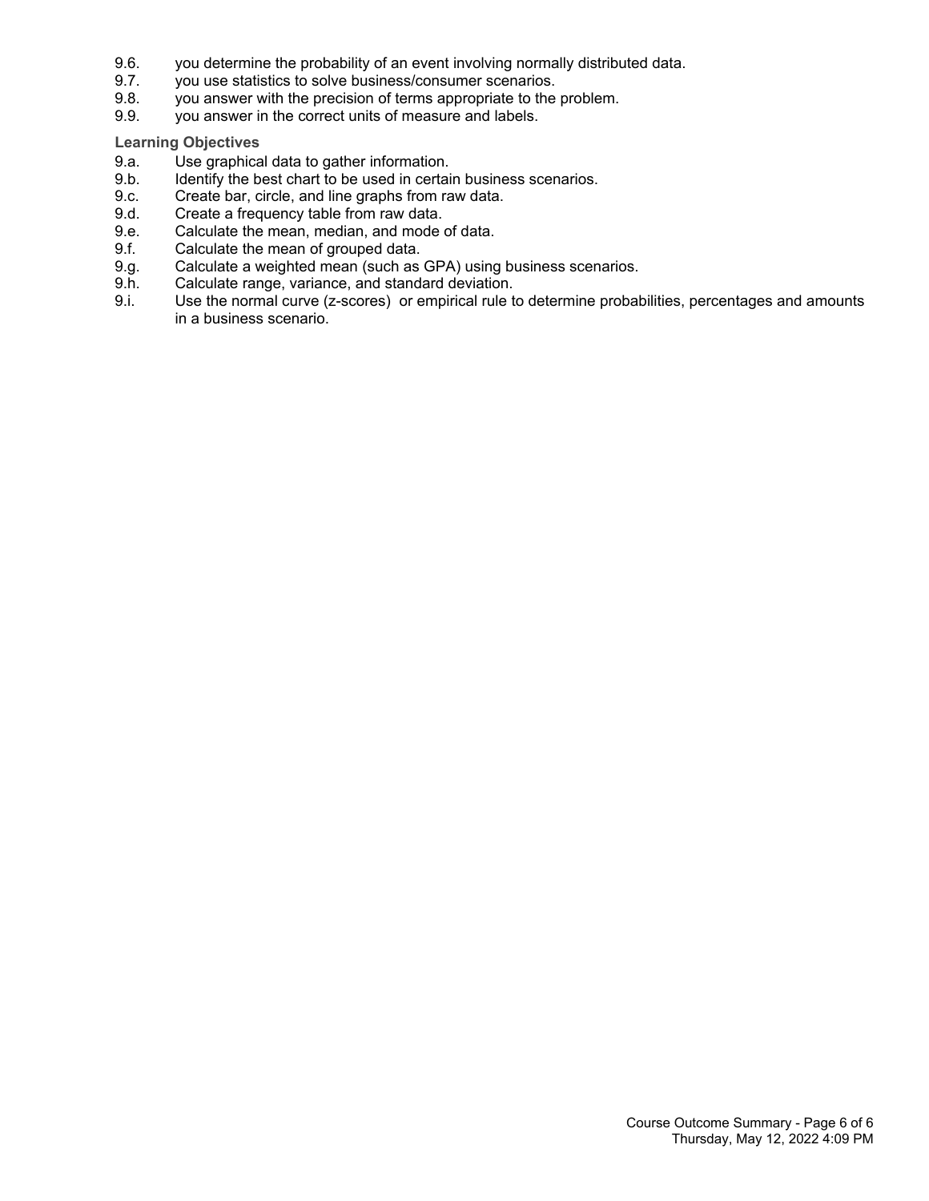9.6. you determine the probability of an event involving normally distributed data.
9.7. you use statistics to solve business/consumer scenarios.
9.8. you answer with the precision of terms appropriate to the problem.
9.9. you answer in the correct units of measure and labels.

**Learning Objectives**

9.a. Use graphical data to gather information.
9.b. Identify the best chart to be used in certain business scenarios.
9.c. Create bar, circle, and line graphs from raw data.
9.d. Create a frequency table from raw data.
9.e. Calculate the mean, median, and mode of data.
9.f. Calculate the mean of grouped data.
9.g. Calculate a weighted mean (such as GPA) using business scenarios.
9.h. Calculate range, variance, and standard deviation.
9.i. Use the normal curve (z-scores) or empirical rule to determine probabilities, percentages and amounts in a business scenario.